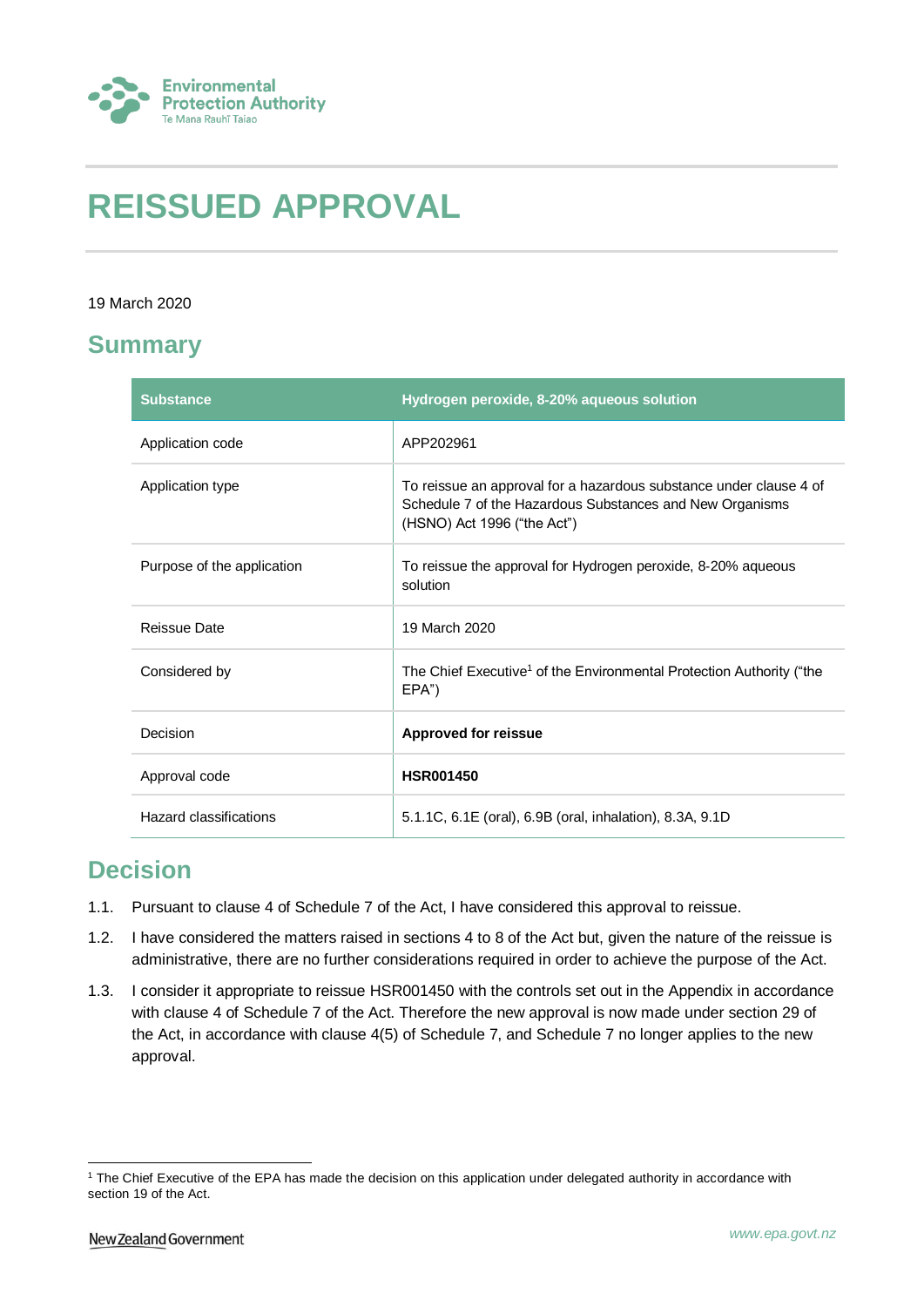# REISSUED APPROVAL

19 March 2020

## Summary

| Substance | Hydrogen peroxide, 8-20% aqueous solution |
|---|---|
| Application code | APP202961 |
| Application type | To reissue an approval for a hazardous substance under clause 4 of Schedule 7 of the Hazardous Substances and New Organisms (HSNO) Act 1996 ("the Act") |
| Purpose of the application | To reissue the approval for Hydrogen peroxide, 8-20% aqueous solution |
| Reissue Date | 19 March 2020 |
| Considered by | The Chief Executive[1] of the Environmental Protection Authority ("the EPA") |
| Decision | **Approved for reissue** |
| Approval code | **HSR001450** |
| Hazard classifications | 5.1.1C, 6.1E (oral), 6.9B (oral, inhalation), 8.3A, 9.1D |

## Decision

1.1. Pursuant to clause 4 of Schedule 7 of the Act, I have considered this approval to reissue.

1.2. I have considered the matters raised in sections 4 to 8 of the Act but, given the nature of the reissue is administrative, there are no further considerations required in order to achieve the purpose of the Act.

1.3. I consider it appropriate to reissue HSR001450 with the controls set out in the Appendix in accordance with clause 4 of Schedule 7 of the Act. Therefore the new approval is now made under section 29 of the Act, in accordance with clause 4(5) of Schedule 7, and Schedule 7 no longer applies to the new approval.

[1] The Chief Executive of the EPA has made the decision on this application under delegated authority in accordance with section 19 of the Act.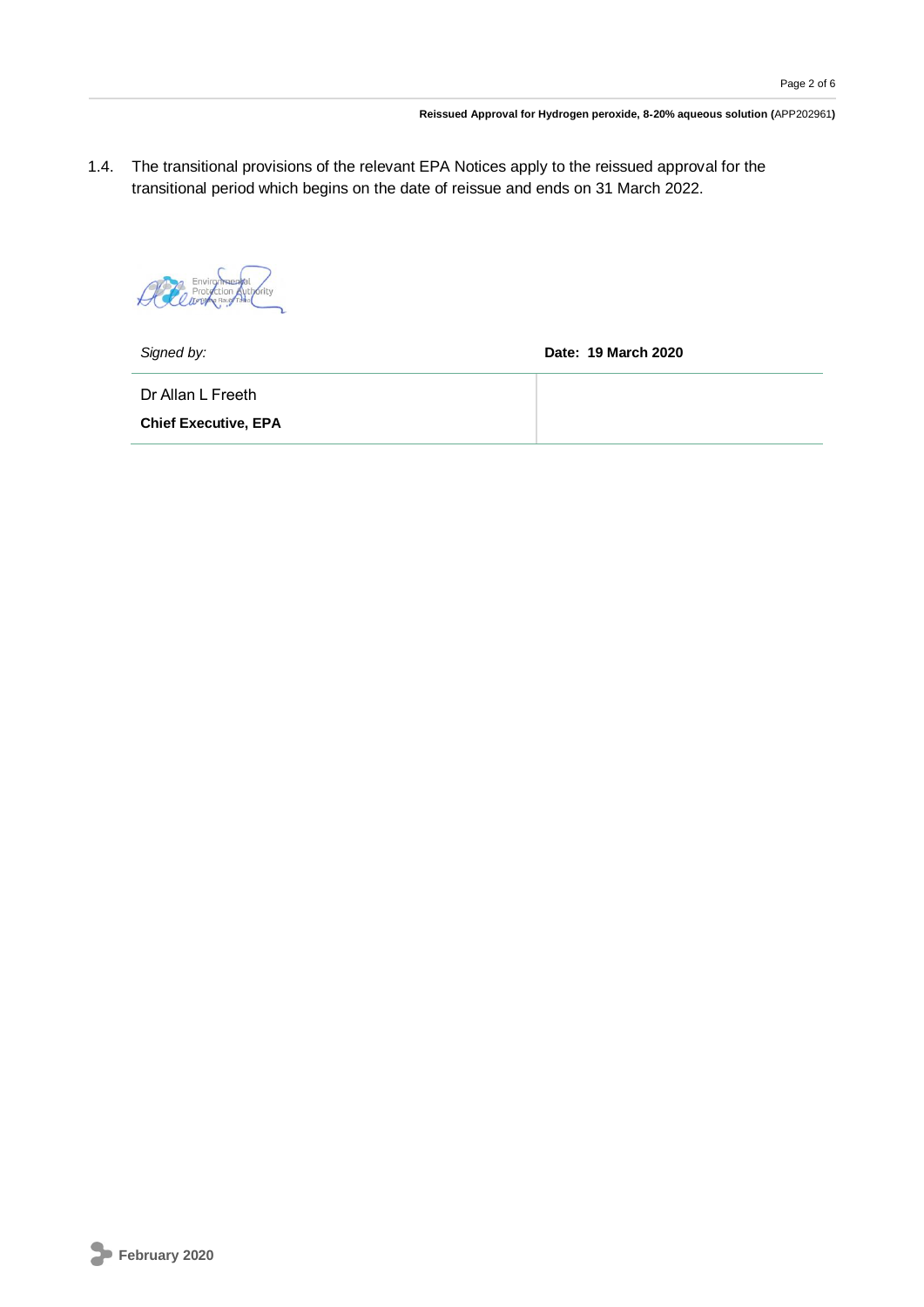1.4. The transitional provisions of the relevant EPA Notices apply to the reissued approval for the transitional period which begins on the date of reissue and ends on 31 March 2022.

| *Signed by:* | **Date: 19 March 2020** |
| --- | --- |
| Dr Allan L Freeth<br>**Chief Executive, EPA** | |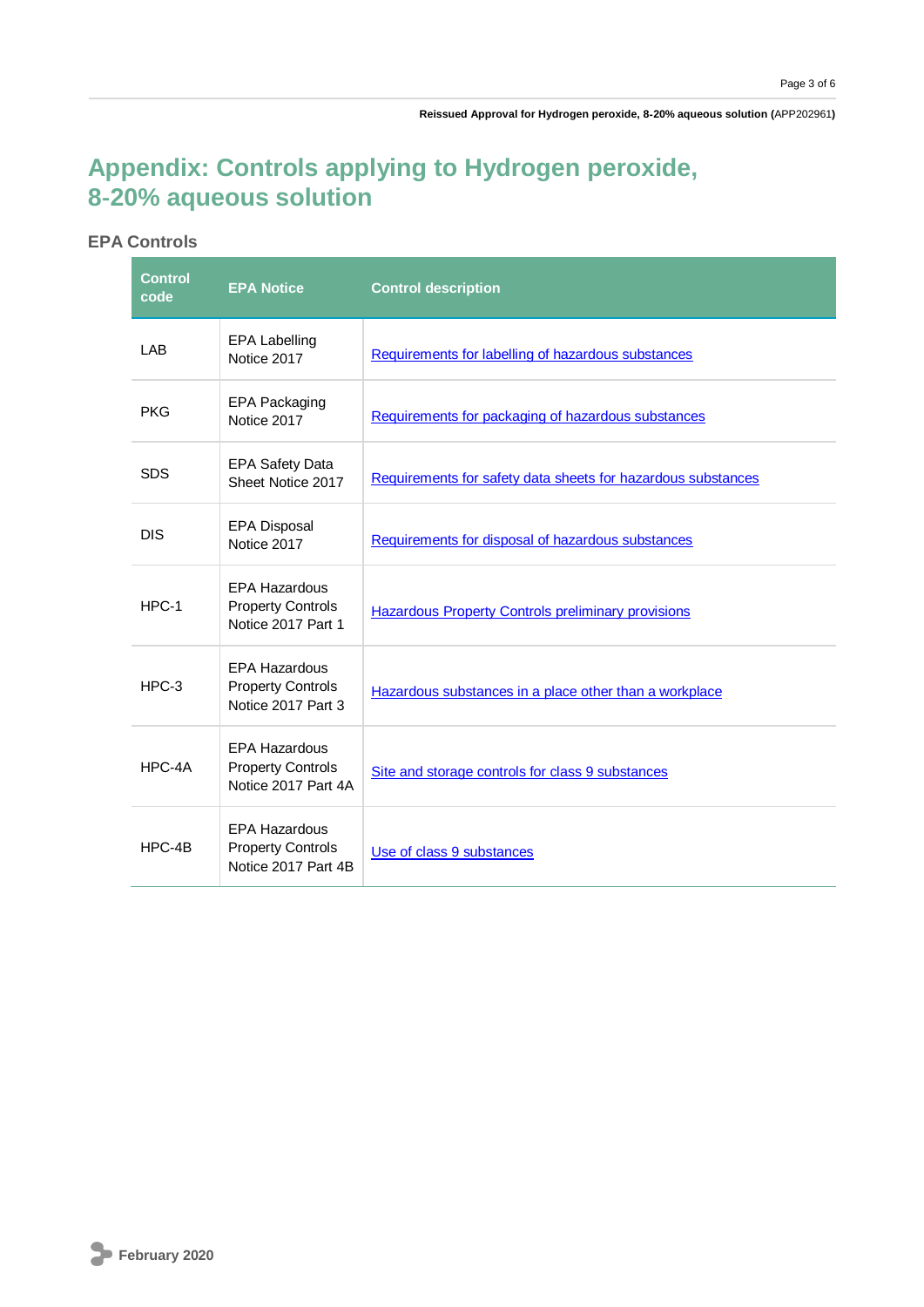# Appendix: Controls applying to Hydrogen peroxide, 8-20% aqueous solution

## EPA Controls

| Control code | EPA Notice | Control description |
|---|---|---|
| LAB | EPA Labelling Notice 2017 | Requirements for labelling of hazardous substances |
| PKG | EPA Packaging Notice 2017 | Requirements for packaging of hazardous substances |
| SDS | EPA Safety Data Sheet Notice 2017 | Requirements for safety data sheets for hazardous substances |
| DIS | EPA Disposal Notice 2017 | Requirements for disposal of hazardous substances |
| HPC-1 | EPA Hazardous Property Controls Notice 2017 Part 1 | Hazardous Property Controls preliminary provisions |
| HPC-3 | EPA Hazardous Property Controls Notice 2017 Part 3 | Hazardous substances in a place other than a workplace |
| HPC-4A | EPA Hazardous Property Controls Notice 2017 Part 4A | Site and storage controls for class 9 substances |
| HPC-4B | EPA Hazardous Property Controls Notice 2017 Part 4B | Use of class 9 substances |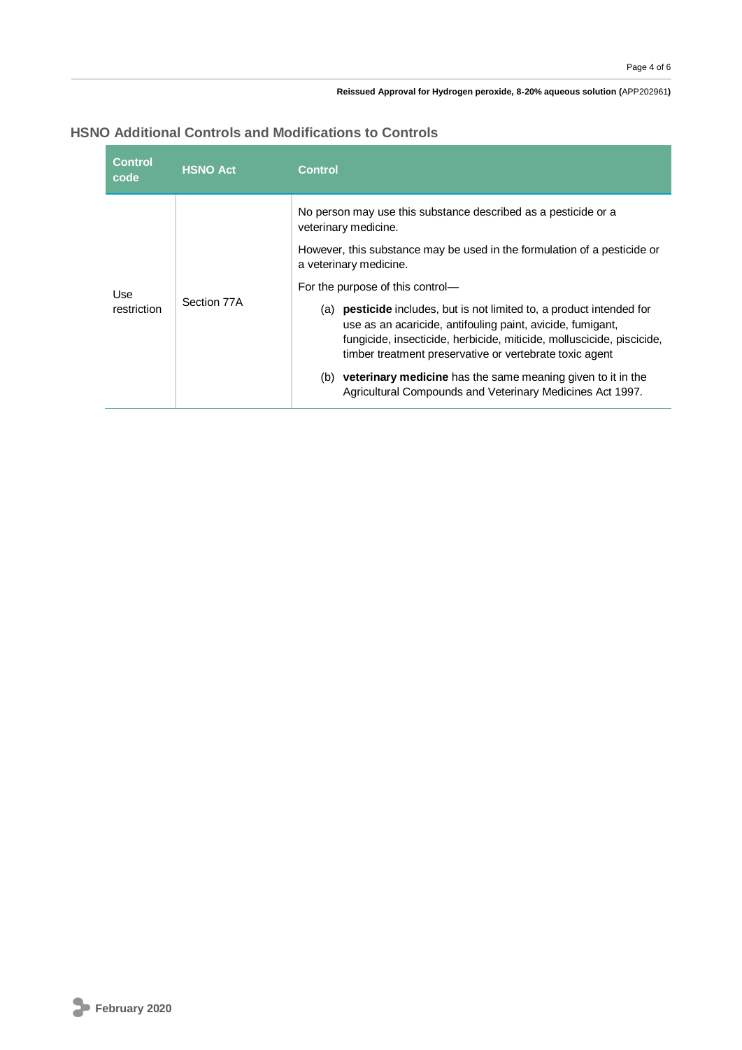## HSNO Additional Controls and Modifications to Controls

| Control code | HSNO Act | Control |
|---|---|---|
| Use restriction | Section 77A | No person may use this substance described as a pesticide or a veterinary medicine.<br><br>However, this substance may be used in the formulation of a pesticide or a veterinary medicine.<br><br>For the purpose of this control—<br><br>(a) **pesticide** includes, but is not limited to, a product intended for use as an acaricide, antifouling paint, avicide, fumigant, fungicide, insecticide, herbicide, miticide, molluscicide, piscicide, timber treatment preservative or vertebrate toxic agent<br><br>(b) **veterinary medicine** has the same meaning given to it in the Agricultural Compounds and Veterinary Medicines Act 1997. |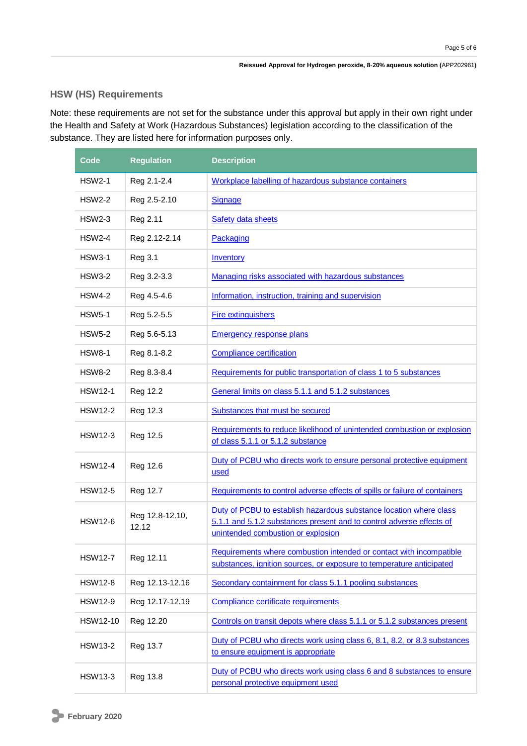## HSW (HS) Requirements

Note: these requirements are not set for the substance under this approval but apply in their own right under the Health and Safety at Work (Hazardous Substances) legislation according to the classification of the substance. They are listed here for information purposes only.

| Code | Regulation | Description |
|---|---|---|
| HSW2-1 | Reg 2.1-2.4 | Workplace labelling of hazardous substance containers |
| HSW2-2 | Reg 2.5-2.10 | Signage |
| HSW2-3 | Reg 2.11 | Safety data sheets |
| HSW2-4 | Reg 2.12-2.14 | Packaging |
| HSW3-1 | Reg 3.1 | Inventory |
| HSW3-2 | Reg 3.2-3.3 | Managing risks associated with hazardous substances |
| HSW4-2 | Reg 4.5-4.6 | Information, instruction, training and supervision |
| HSW5-1 | Reg 5.2-5.5 | Fire extinguishers |
| HSW5-2 | Reg 5.6-5.13 | Emergency response plans |
| HSW8-1 | Reg 8.1-8.2 | Compliance certification |
| HSW8-2 | Reg 8.3-8.4 | Requirements for public transportation of class 1 to 5 substances |
| HSW12-1 | Reg 12.2 | General limits on class 5.1.1 and 5.1.2 substances |
| HSW12-2 | Reg 12.3 | Substances that must be secured |
| HSW12-3 | Reg 12.5 | Requirements to reduce likelihood of unintended combustion or explosion of class 5.1.1 or 5.1.2 substance |
| HSW12-4 | Reg 12.6 | Duty of PCBU who directs work to ensure personal protective equipment used |
| HSW12-5 | Reg 12.7 | Requirements to control adverse effects of spills or failure of containers |
| HSW12-6 | Reg 12.8-12.10, 12.12 | Duty of PCBU to establish hazardous substance location where class 5.1.1 and 5.1.2 substances present and to control adverse effects of unintended combustion or explosion |
| HSW12-7 | Reg 12.11 | Requirements where combustion intended or contact with incompatible substances, ignition sources, or exposure to temperature anticipated |
| HSW12-8 | Reg 12.13-12.16 | Secondary containment for class 5.1.1 pooling substances |
| HSW12-9 | Reg 12.17-12.19 | Compliance certificate requirements |
| HSW12-10 | Reg 12.20 | Controls on transit depots where class 5.1.1 or 5.1.2 substances present |
| HSW13-2 | Reg 13.7 | Duty of PCBU who directs work using class 6, 8.1, 8.2, or 8.3 substances to ensure equipment is appropriate |
| HSW13-3 | Reg 13.8 | Duty of PCBU who directs work using class 6 and 8 substances to ensure personal protective equipment used |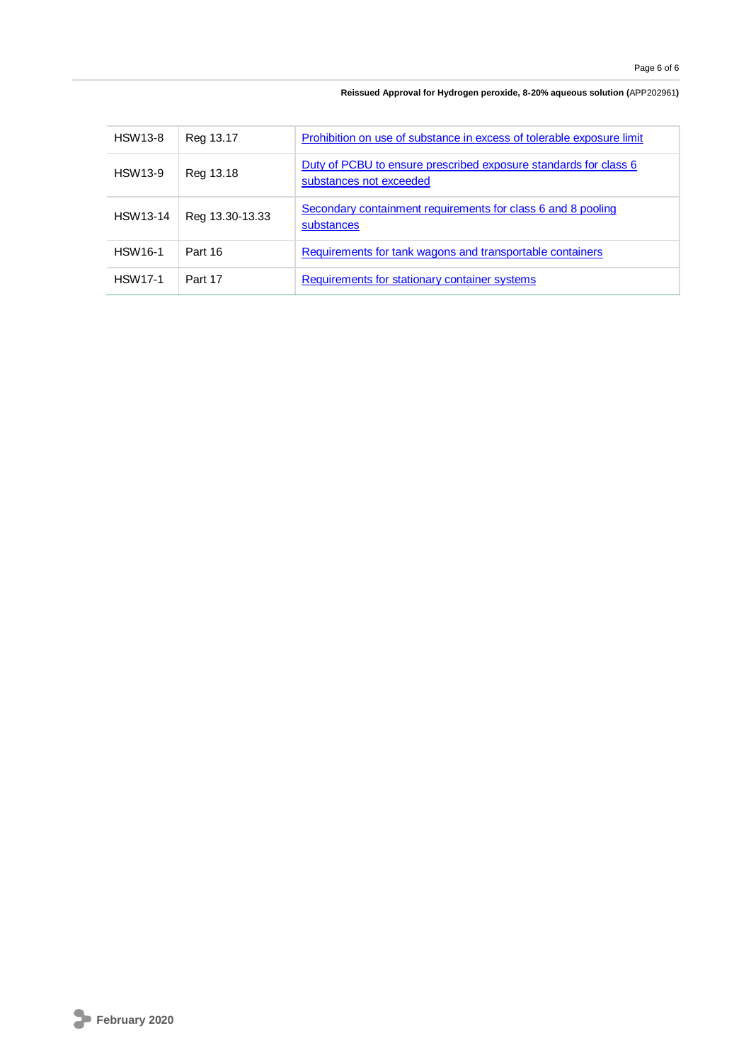| | | |
|---|---|---|
| HSW13-8 | Reg 13.17 | Prohibition on use of substance in excess of tolerable exposure limit |
| HSW13-9 | Reg 13.18 | Duty of PCBU to ensure prescribed exposure standards for class 6 substances not exceeded |
| HSW13-14 | Reg 13.30-13.33 | Secondary containment requirements for class 6 and 8 pooling substances |
| HSW16-1 | Part 16 | Requirements for tank wagons and transportable containers |
| HSW17-1 | Part 17 | Requirements for stationary container systems |